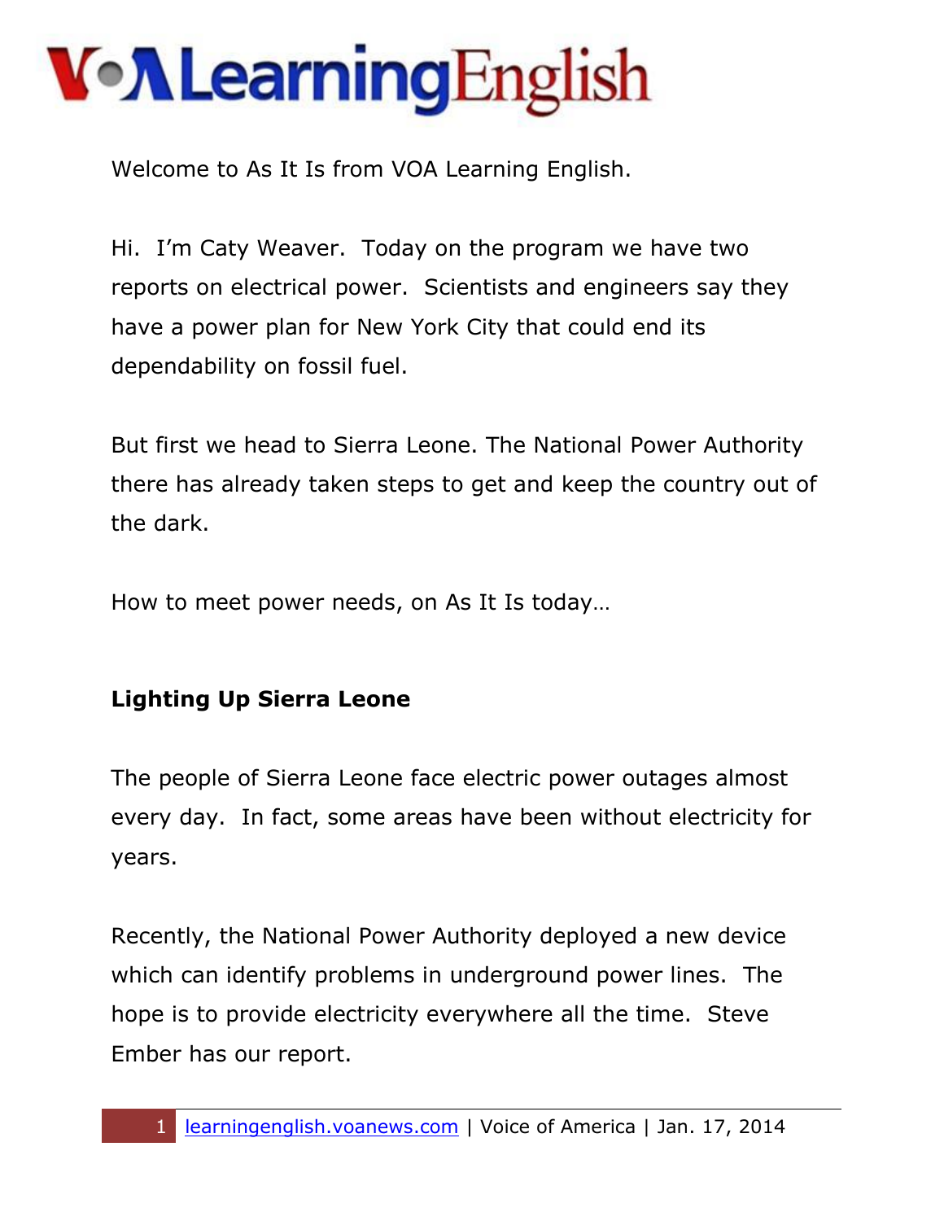Welcome to As It Is from VOA Learning English.

Hi.  I'm Caty Weaver.  Today on the program we have two reports on electrical power.  Scientists and engineers say they have a power plan for New York City that could end its dependability on fossil fuel.

But first we head to Sierra Leone. The National Power Authority there has already taken steps to get and keep the country out of the dark.

How to meet power needs, on As It Is today…

**Lighting Up Sierra Leone**

The people of Sierra Leone face electric power outages almost every day.  In fact, some areas have been without electricity for years.

Recently, the National Power Authority deployed a new device which can identify problems in underground power lines.  The hope is to provide electricity everywhere all the time.  Steve Ember has our report.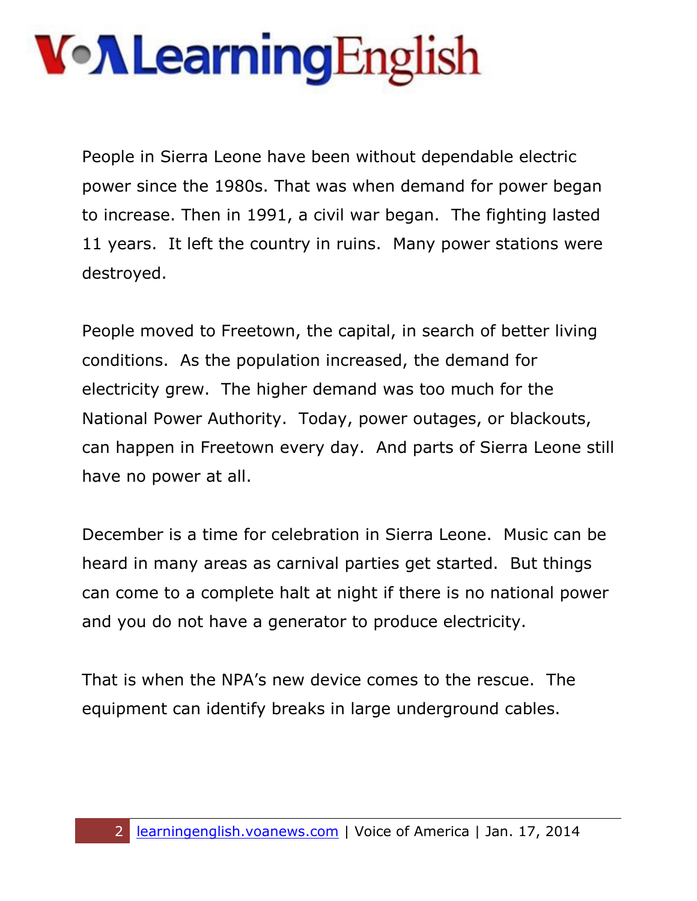People in Sierra Leone have been without dependable electric power since the 1980s. That was when demand for power began to increase. Then in 1991, a civil war began. The fighting lasted 11 years. It left the country in ruins. Many power stations were destroyed.

People moved to Freetown, the capital, in search of better living conditions. As the population increased, the demand for electricity grew. The higher demand was too much for the National Power Authority. Today, power outages, or blackouts, can happen in Freetown every day. And parts of Sierra Leone still have no power at all.

December is a time for celebration in Sierra Leone. Music can be heard in many areas as carnival parties get started. But things can come to a complete halt at night if there is no national power and you do not have a generator to produce electricity.

That is when the NPA's new device comes to the rescue. The equipment can identify breaks in large underground cables.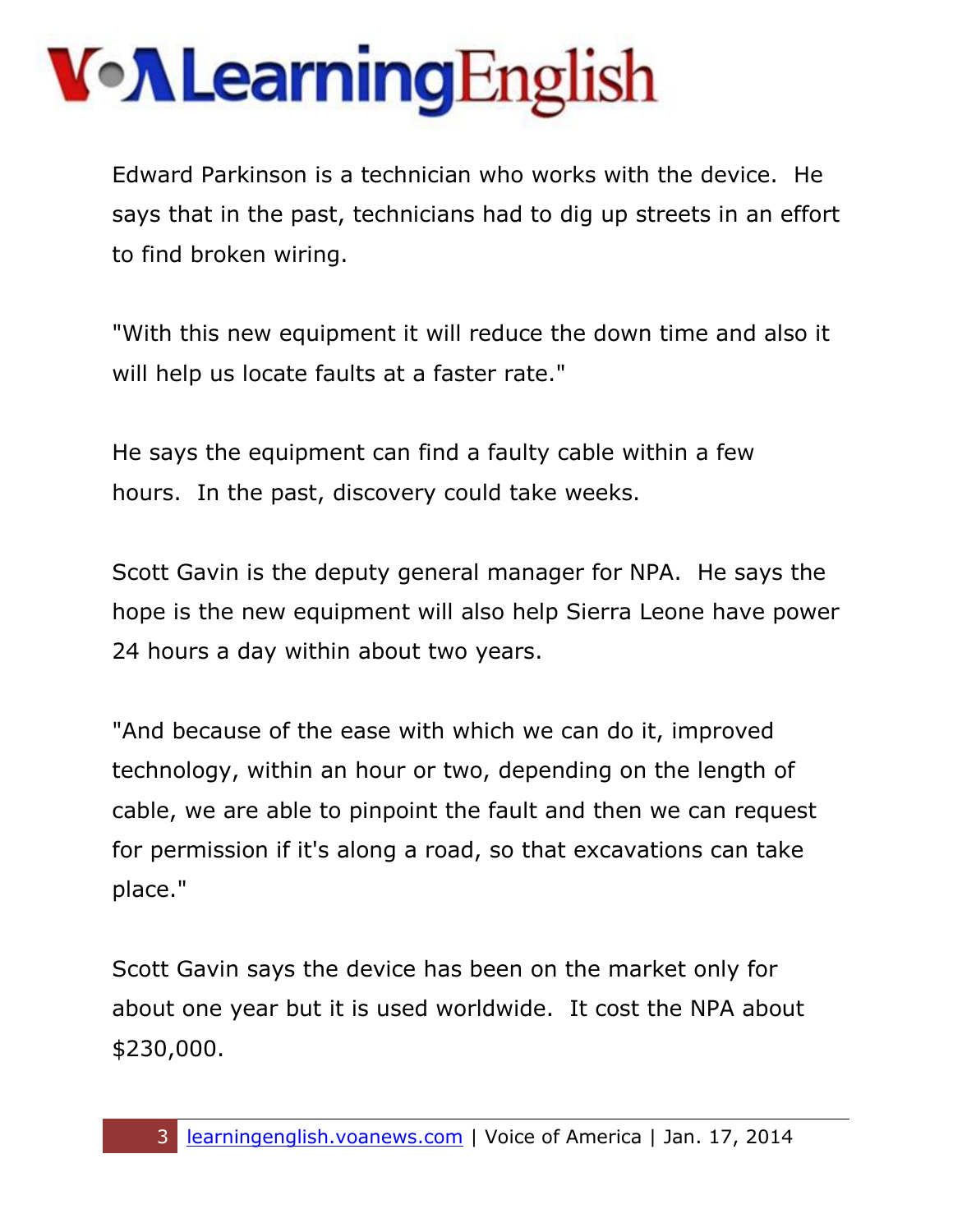Edward Parkinson is a technician who works with the device. He says that in the past, technicians had to dig up streets in an effort to find broken wiring.

"With this new equipment it will reduce the down time and also it will help us locate faults at a faster rate."

He says the equipment can find a faulty cable within a few hours. In the past, discovery could take weeks.

Scott Gavin is the deputy general manager for NPA. He says the hope is the new equipment will also help Sierra Leone have power 24 hours a day within about two years.

"And because of the ease with which we can do it, improved technology, within an hour or two, depending on the length of cable, we are able to pinpoint the fault and then we can request for permission if it's along a road, so that excavations can take place."

Scott Gavin says the device has been on the market only for about one year but it is used worldwide. It cost the NPA about $230,000.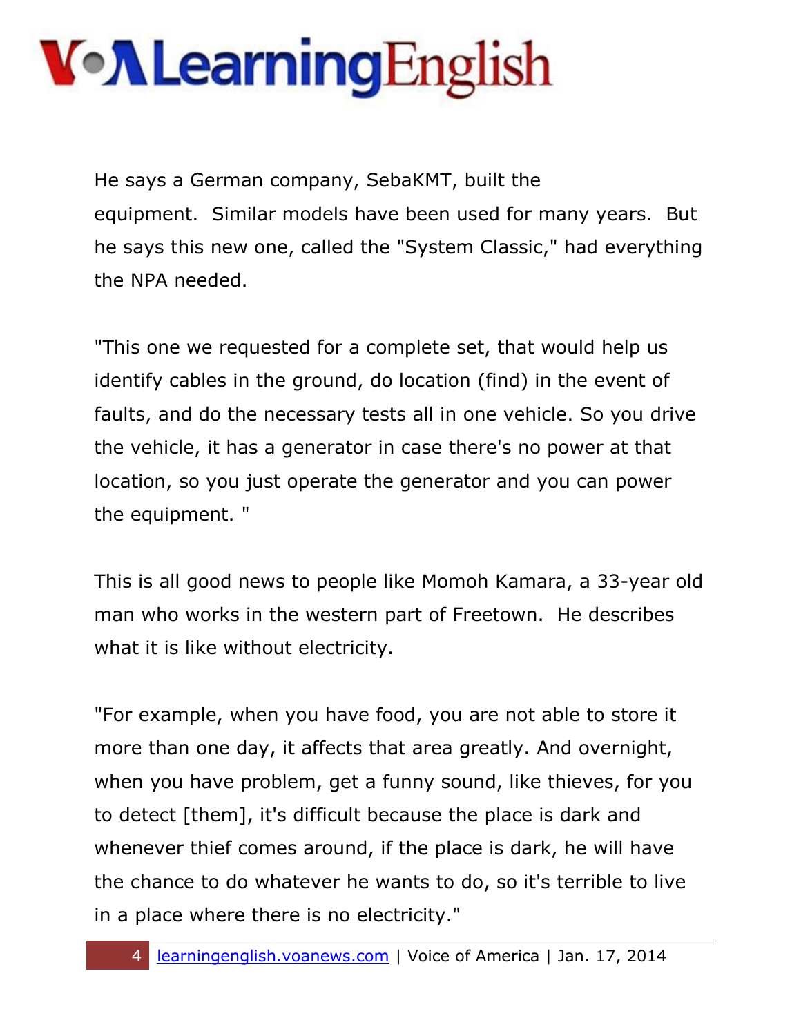He says a German company, SebaKMT, built the equipment. Similar models have been used for many years. But he says this new one, called the "System Classic," had everything the NPA needed.

"This one we requested for a complete set, that would help us identify cables in the ground, do location (find) in the event of faults, and do the necessary tests all in one vehicle. So you drive the vehicle, it has a generator in case there's no power at that location, so you just operate the generator and you can power the equipment. "

This is all good news to people like Momoh Kamara, a 33-year old man who works in the western part of Freetown. He describes what it is like without electricity.

"For example, when you have food, you are not able to store it more than one day, it affects that area greatly. And overnight, when you have problem, get a funny sound, like thieves, for you to detect [them], it's difficult because the place is dark and whenever thief comes around, if the place is dark, he will have the chance to do whatever he wants to do, so it's terrible to live in a place where there is no electricity."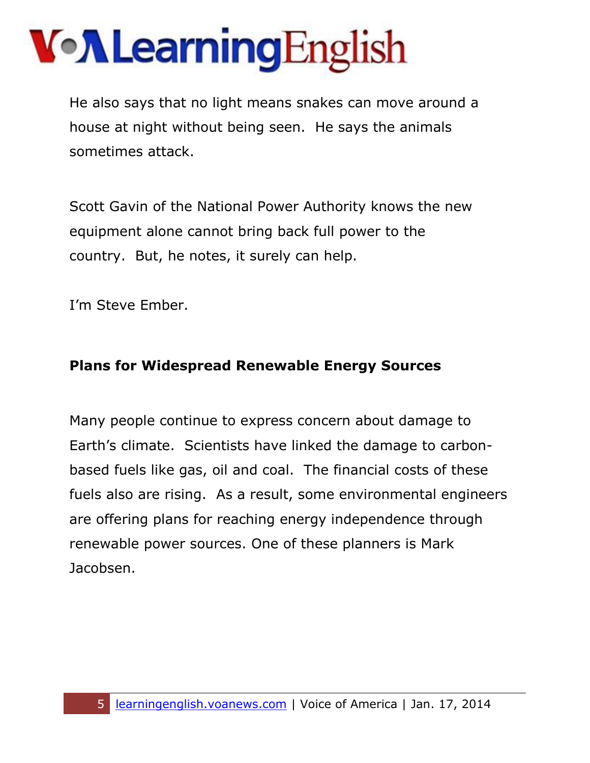He also says that no light means snakes can move around a house at night without being seen. He says the animals sometimes attack.

Scott Gavin of the National Power Authority knows the new equipment alone cannot bring back full power to the country. But, he notes, it surely can help.

I'm Steve Ember.

**Plans for Widespread Renewable Energy Sources**

Many people continue to express concern about damage to Earth's climate. Scientists have linked the damage to carbon-based fuels like gas, oil and coal. The financial costs of these fuels also are rising. As a result, some environmental engineers are offering plans for reaching energy independence through renewable power sources. One of these planners is Mark Jacobsen.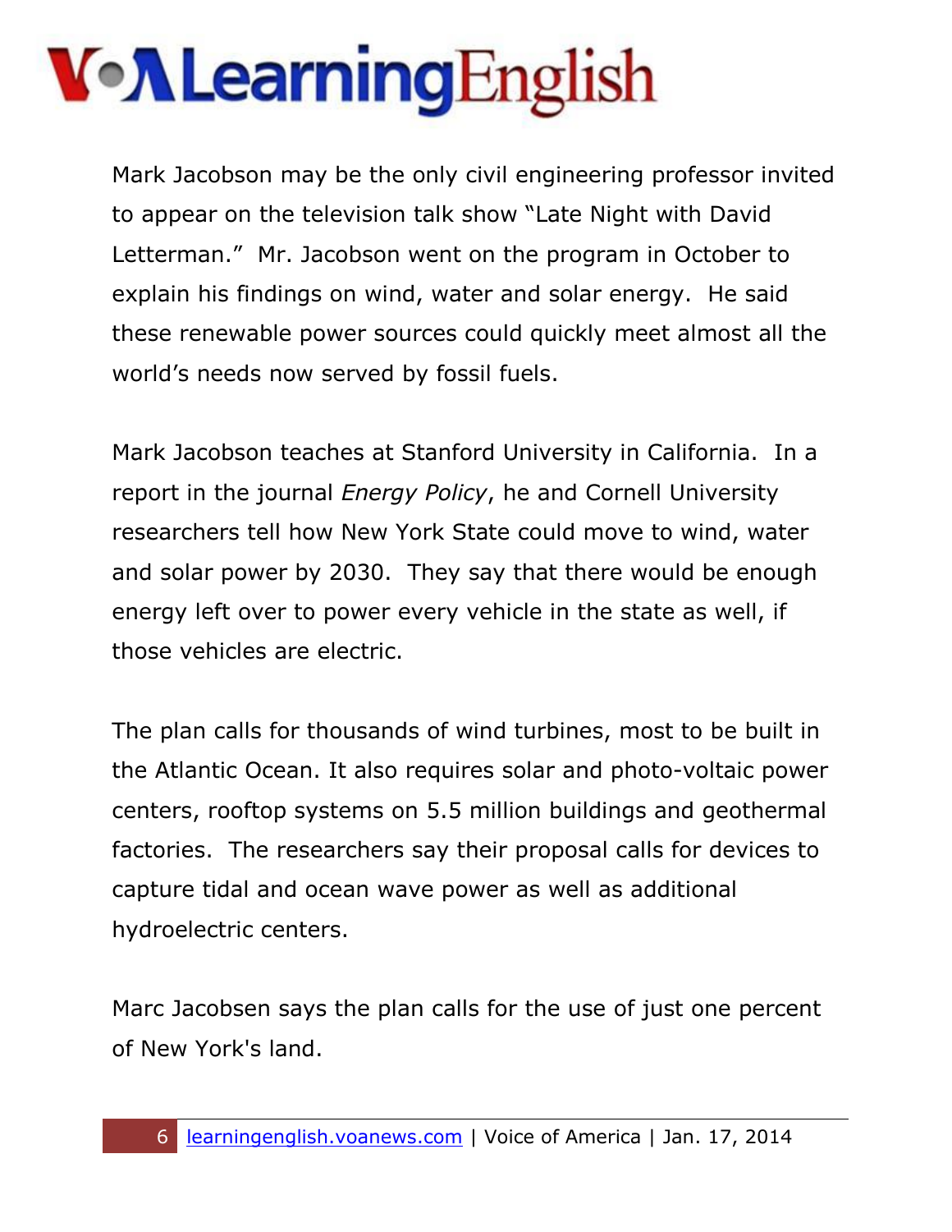Mark Jacobson may be the only civil engineering professor invited to appear on the television talk show "Late Night with David Letterman." Mr. Jacobson went on the program in October to explain his findings on wind, water and solar energy. He said these renewable power sources could quickly meet almost all the world's needs now served by fossil fuels.

Mark Jacobson teaches at Stanford University in California. In a report in the journal *Energy Policy*, he and Cornell University researchers tell how New York State could move to wind, water and solar power by 2030. They say that there would be enough energy left over to power every vehicle in the state as well, if those vehicles are electric.

The plan calls for thousands of wind turbines, most to be built in the Atlantic Ocean. It also requires solar and photo-voltaic power centers, rooftop systems on 5.5 million buildings and geothermal factories. The researchers say their proposal calls for devices to capture tidal and ocean wave power as well as additional hydroelectric centers.

Marc Jacobsen says the plan calls for the use of just one percent of New York's land.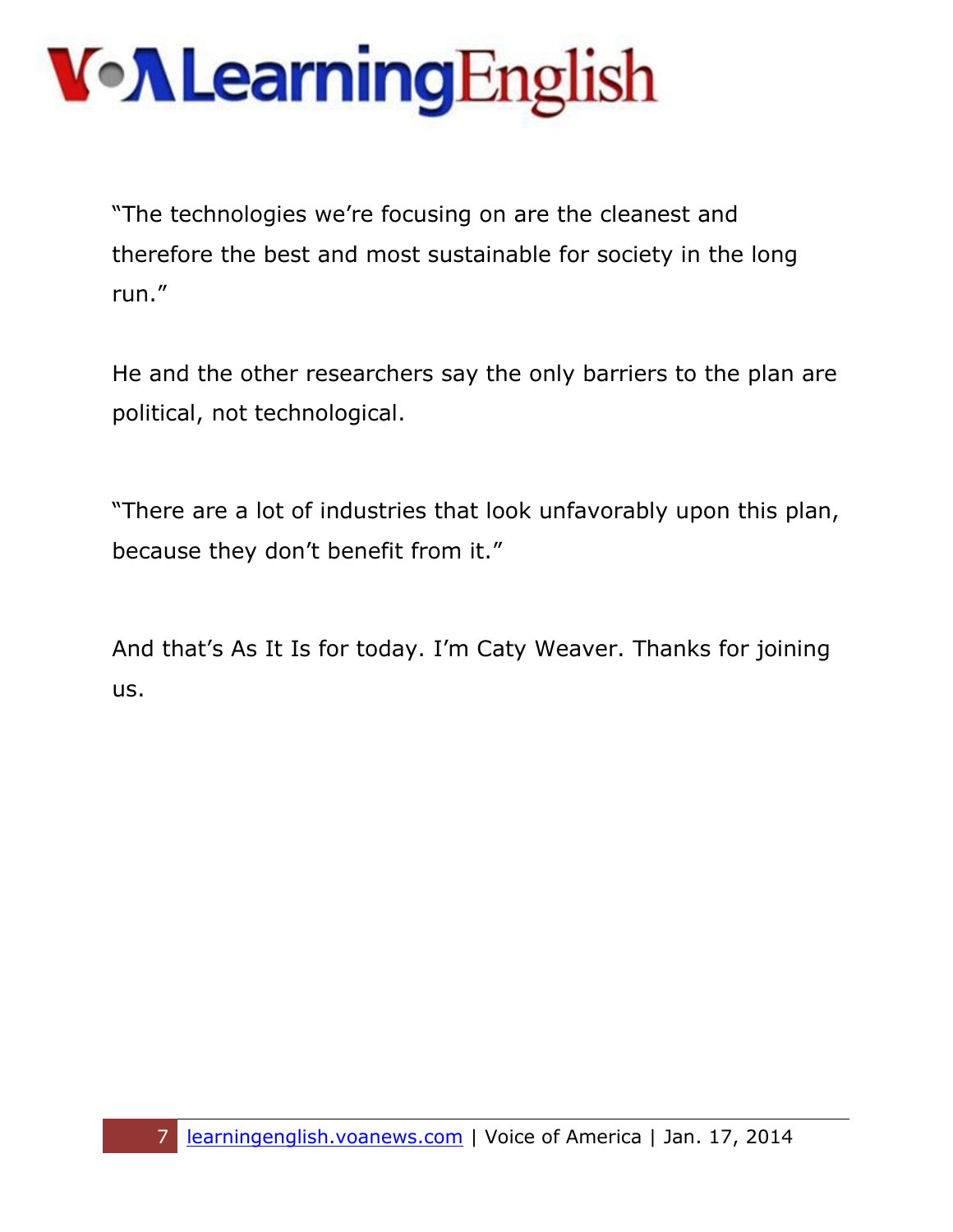"The technologies we're focusing on are the cleanest and therefore the best and most sustainable for society in the long run."

He and the other researchers say the only barriers to the plan are political, not technological.

"There are a lot of industries that look unfavorably upon this plan, because they don't benefit from it."

And that's As It Is for today. I'm Caty Weaver. Thanks for joining us.